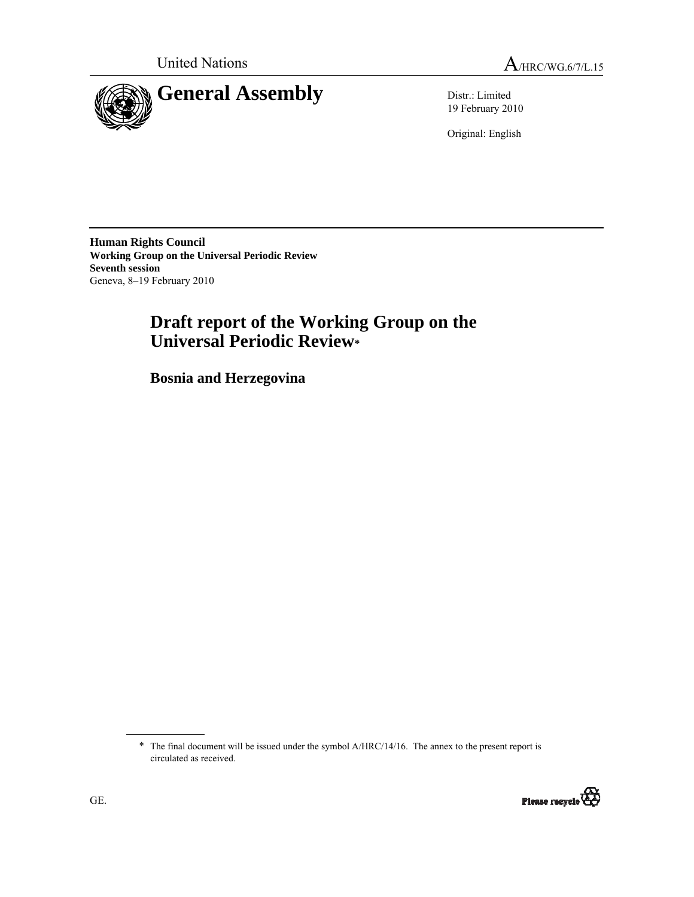United Nations

A/HRC/WG.6/7/L.15

# General Assembly

Distr.: Limited
19 February 2010

Original: English

**Human Rights Council**
**Working Group on the Universal Periodic Review**
**Seventh session**
Geneva, 8–19 February 2010

# Draft report of the Working Group on the Universal Periodic Review*

## Bosnia and Herzegovina

---

\* The final document will be issued under the symbol A/HRC/14/16. The annex to the present report is circulated as received.

GE.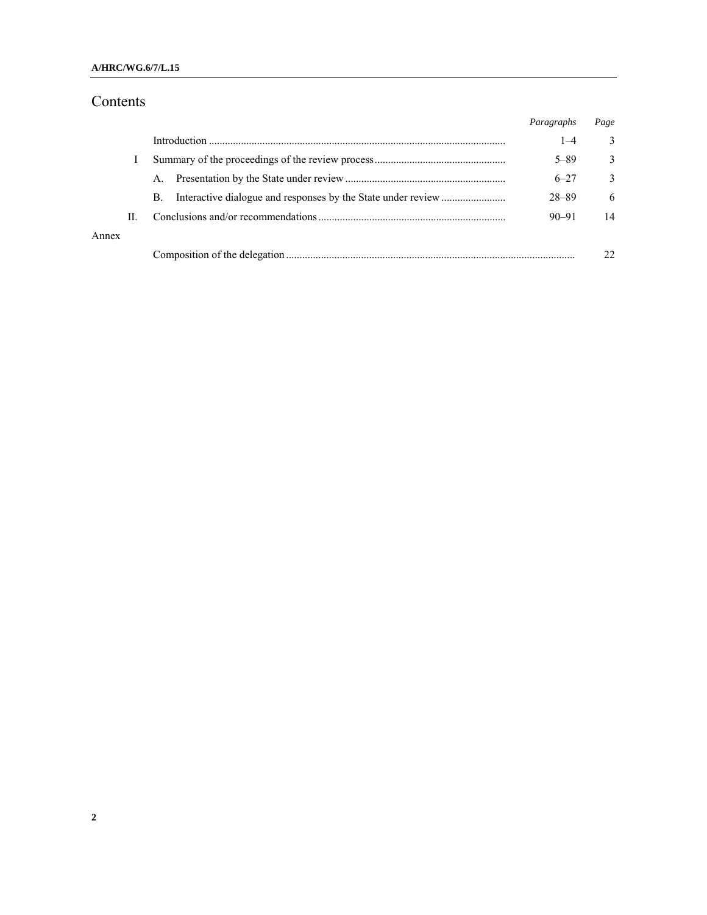# Contents

| | | Paragraphs | Page |
|---|---|---|---|
| | Introduction | 1–4 | 3 |
| I | Summary of the proceedings of the review process | 5–89 | 3 |
| | A. Presentation by the State under review | 6–27 | 3 |
| | B. Interactive dialogue and responses by the State under review | 28–89 | 6 |
| II. | Conclusions and/or recommendations | 90–91 | 14 |
| Annex | | | |
| | Composition of the delegation | | 22 |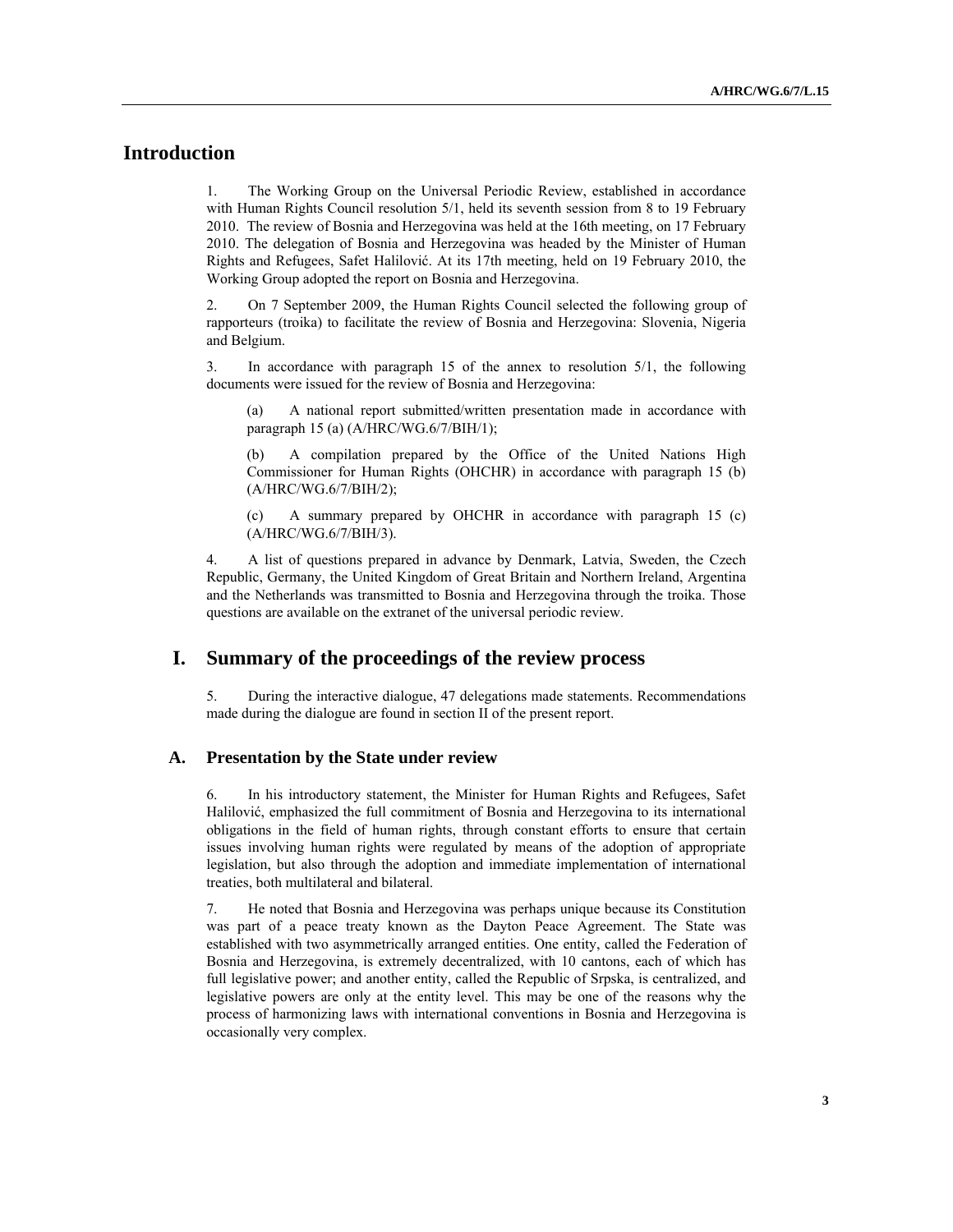# Introduction

1. The Working Group on the Universal Periodic Review, established in accordance with Human Rights Council resolution 5/1, held its seventh session from 8 to 19 February 2010. The review of Bosnia and Herzegovina was held at the 16th meeting, on 17 February 2010. The delegation of Bosnia and Herzegovina was headed by the Minister of Human Rights and Refugees, Safet Halilović. At its 17th meeting, held on 19 February 2010, the Working Group adopted the report on Bosnia and Herzegovina.

2. On 7 September 2009, the Human Rights Council selected the following group of rapporteurs (troika) to facilitate the review of Bosnia and Herzegovina: Slovenia, Nigeria and Belgium.

3. In accordance with paragraph 15 of the annex to resolution 5/1, the following documents were issued for the review of Bosnia and Herzegovina:

(a) A national report submitted/written presentation made in accordance with paragraph 15 (a) (A/HRC/WG.6/7/BIH/1);

(b) A compilation prepared by the Office of the United Nations High Commissioner for Human Rights (OHCHR) in accordance with paragraph 15 (b) (A/HRC/WG.6/7/BIH/2);

(c) A summary prepared by OHCHR in accordance with paragraph 15 (c) (A/HRC/WG.6/7/BIH/3).

4. A list of questions prepared in advance by Denmark, Latvia, Sweden, the Czech Republic, Germany, the United Kingdom of Great Britain and Northern Ireland, Argentina and the Netherlands was transmitted to Bosnia and Herzegovina through the troika. Those questions are available on the extranet of the universal periodic review.

# I. Summary of the proceedings of the review process

5. During the interactive dialogue, 47 delegations made statements. Recommendations made during the dialogue are found in section II of the present report.

## A. Presentation by the State under review

6. In his introductory statement, the Minister for Human Rights and Refugees, Safet Halilović, emphasized the full commitment of Bosnia and Herzegovina to its international obligations in the field of human rights, through constant efforts to ensure that certain issues involving human rights were regulated by means of the adoption of appropriate legislation, but also through the adoption and immediate implementation of international treaties, both multilateral and bilateral.

7. He noted that Bosnia and Herzegovina was perhaps unique because its Constitution was part of a peace treaty known as the Dayton Peace Agreement. The State was established with two asymmetrically arranged entities. One entity, called the Federation of Bosnia and Herzegovina, is extremely decentralized, with 10 cantons, each of which has full legislative power; and another entity, called the Republic of Srpska, is centralized, and legislative powers are only at the entity level. This may be one of the reasons why the process of harmonizing laws with international conventions in Bosnia and Herzegovina is occasionally very complex.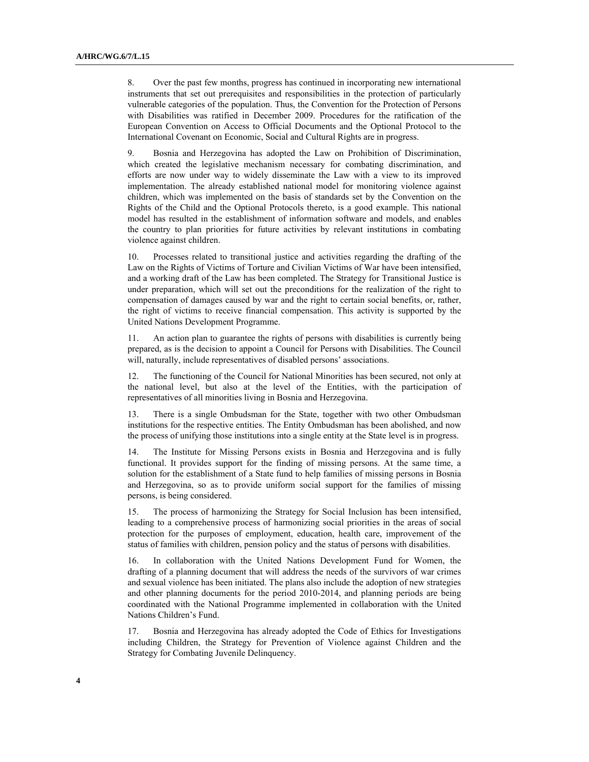8. Over the past few months, progress has continued in incorporating new international instruments that set out prerequisites and responsibilities in the protection of particularly vulnerable categories of the population. Thus, the Convention for the Protection of Persons with Disabilities was ratified in December 2009. Procedures for the ratification of the European Convention on Access to Official Documents and the Optional Protocol to the International Covenant on Economic, Social and Cultural Rights are in progress.

9. Bosnia and Herzegovina has adopted the Law on Prohibition of Discrimination, which created the legislative mechanism necessary for combating discrimination, and efforts are now under way to widely disseminate the Law with a view to its improved implementation. The already established national model for monitoring violence against children, which was implemented on the basis of standards set by the Convention on the Rights of the Child and the Optional Protocols thereto, is a good example. This national model has resulted in the establishment of information software and models, and enables the country to plan priorities for future activities by relevant institutions in combating violence against children.

10. Processes related to transitional justice and activities regarding the drafting of the Law on the Rights of Victims of Torture and Civilian Victims of War have been intensified, and a working draft of the Law has been completed. The Strategy for Transitional Justice is under preparation, which will set out the preconditions for the realization of the right to compensation of damages caused by war and the right to certain social benefits, or, rather, the right of victims to receive financial compensation. This activity is supported by the United Nations Development Programme.

11. An action plan to guarantee the rights of persons with disabilities is currently being prepared, as is the decision to appoint a Council for Persons with Disabilities. The Council will, naturally, include representatives of disabled persons' associations.

12. The functioning of the Council for National Minorities has been secured, not only at the national level, but also at the level of the Entities, with the participation of representatives of all minorities living in Bosnia and Herzegovina.

13. There is a single Ombudsman for the State, together with two other Ombudsman institutions for the respective entities. The Entity Ombudsman has been abolished, and now the process of unifying those institutions into a single entity at the State level is in progress.

14. The Institute for Missing Persons exists in Bosnia and Herzegovina and is fully functional. It provides support for the finding of missing persons. At the same time, a solution for the establishment of a State fund to help families of missing persons in Bosnia and Herzegovina, so as to provide uniform social support for the families of missing persons, is being considered.

15. The process of harmonizing the Strategy for Social Inclusion has been intensified, leading to a comprehensive process of harmonizing social priorities in the areas of social protection for the purposes of employment, education, health care, improvement of the status of families with children, pension policy and the status of persons with disabilities.

16. In collaboration with the United Nations Development Fund for Women, the drafting of a planning document that will address the needs of the survivors of war crimes and sexual violence has been initiated. The plans also include the adoption of new strategies and other planning documents for the period 2010-2014, and planning periods are being coordinated with the National Programme implemented in collaboration with the United Nations Children's Fund.

17. Bosnia and Herzegovina has already adopted the Code of Ethics for Investigations including Children, the Strategy for Prevention of Violence against Children and the Strategy for Combating Juvenile Delinquency.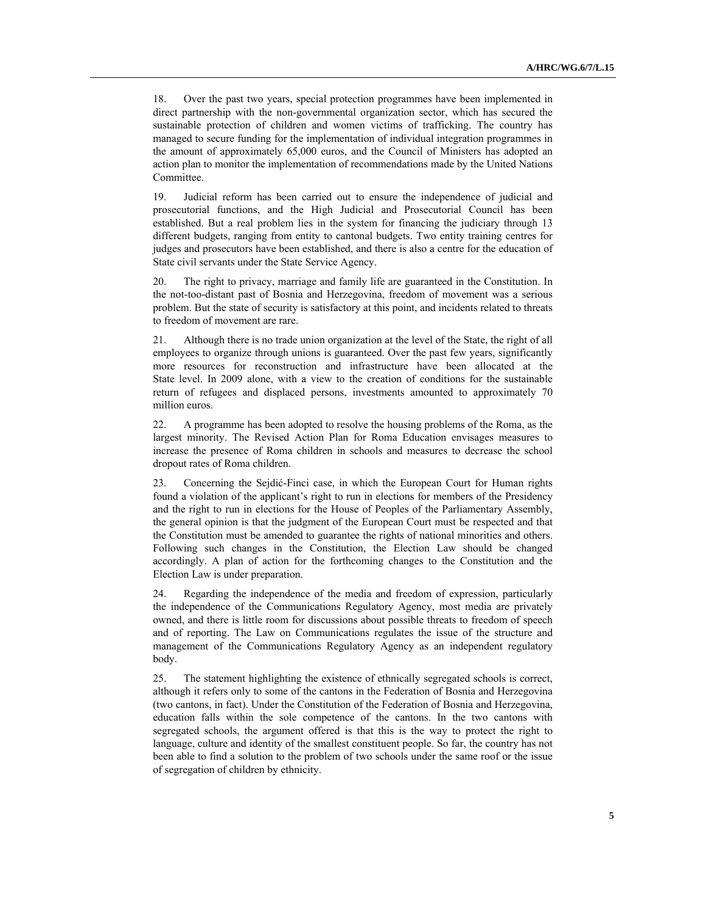18. Over the past two years, special protection programmes have been implemented in direct partnership with the non-governmental organization sector, which has secured the sustainable protection of children and women victims of trafficking. The country has managed to secure funding for the implementation of individual integration programmes in the amount of approximately 65,000 euros, and the Council of Ministers has adopted an action plan to monitor the implementation of recommendations made by the United Nations Committee.

19. Judicial reform has been carried out to ensure the independence of judicial and prosecutorial functions, and the High Judicial and Prosecutorial Council has been established. But a real problem lies in the system for financing the judiciary through 13 different budgets, ranging from entity to cantonal budgets. Two entity training centres for judges and prosecutors have been established, and there is also a centre for the education of State civil servants under the State Service Agency.

20. The right to privacy, marriage and family life are guaranteed in the Constitution. In the not-too-distant past of Bosnia and Herzegovina, freedom of movement was a serious problem. But the state of security is satisfactory at this point, and incidents related to threats to freedom of movement are rare.

21. Although there is no trade union organization at the level of the State, the right of all employees to organize through unions is guaranteed. Over the past few years, significantly more resources for reconstruction and infrastructure have been allocated at the State level. In 2009 alone, with a view to the creation of conditions for the sustainable return of refugees and displaced persons, investments amounted to approximately 70 million euros.

22. A programme has been adopted to resolve the housing problems of the Roma, as the largest minority. The Revised Action Plan for Roma Education envisages measures to increase the presence of Roma children in schools and measures to decrease the school dropout rates of Roma children.

23. Concerning the Sejdić-Finci case, in which the European Court for Human rights found a violation of the applicant's right to run in elections for members of the Presidency and the right to run in elections for the House of Peoples of the Parliamentary Assembly, the general opinion is that the judgment of the European Court must be respected and that the Constitution must be amended to guarantee the rights of national minorities and others. Following such changes in the Constitution, the Election Law should be changed accordingly. A plan of action for the forthcoming changes to the Constitution and the Election Law is under preparation.

24. Regarding the independence of the media and freedom of expression, particularly the independence of the Communications Regulatory Agency, most media are privately owned, and there is little room for discussions about possible threats to freedom of speech and of reporting. The Law on Communications regulates the issue of the structure and management of the Communications Regulatory Agency as an independent regulatory body.

25. The statement highlighting the existence of ethnically segregated schools is correct, although it refers only to some of the cantons in the Federation of Bosnia and Herzegovina (two cantons, in fact). Under the Constitution of the Federation of Bosnia and Herzegovina, education falls within the sole competence of the cantons. In the two cantons with segregated schools, the argument offered is that this is the way to protect the right to language, culture and identity of the smallest constituent people. So far, the country has not been able to find a solution to the problem of two schools under the same roof or the issue of segregation of children by ethnicity.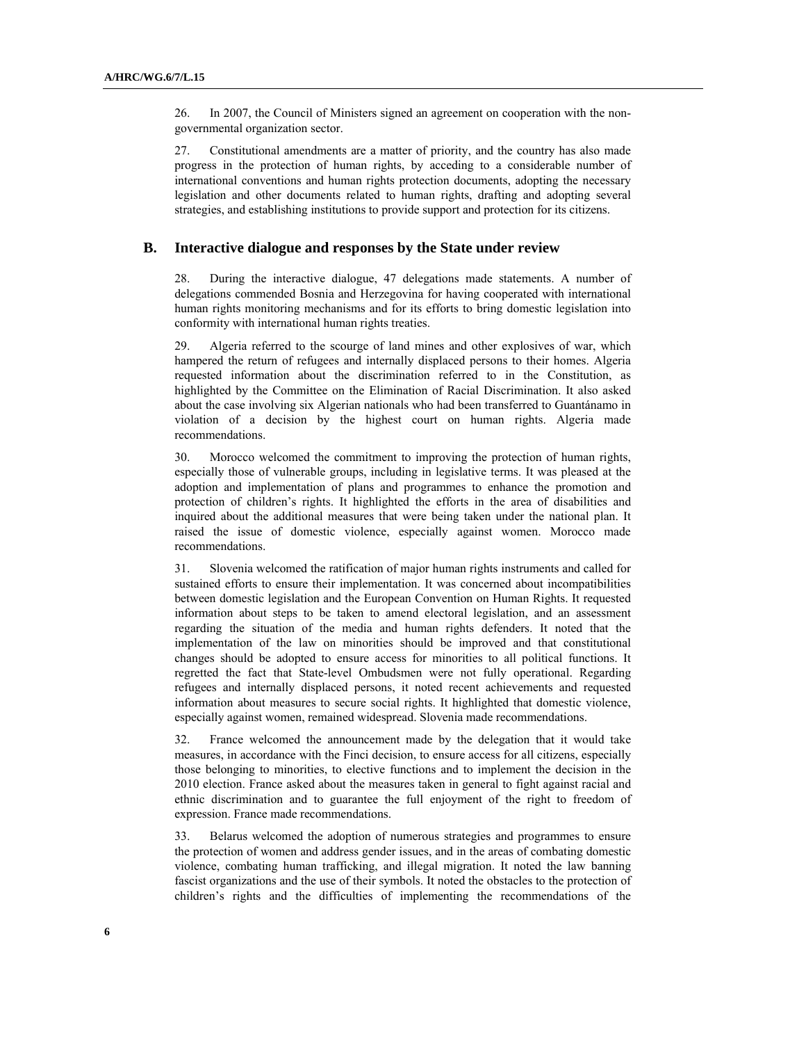26. In 2007, the Council of Ministers signed an agreement on cooperation with the non-governmental organization sector.

27. Constitutional amendments are a matter of priority, and the country has also made progress in the protection of human rights, by acceding to a considerable number of international conventions and human rights protection documents, adopting the necessary legislation and other documents related to human rights, drafting and adopting several strategies, and establishing institutions to provide support and protection for its citizens.

## B. Interactive dialogue and responses by the State under review

28. During the interactive dialogue, 47 delegations made statements. A number of delegations commended Bosnia and Herzegovina for having cooperated with international human rights monitoring mechanisms and for its efforts to bring domestic legislation into conformity with international human rights treaties.

29. Algeria referred to the scourge of land mines and other explosives of war, which hampered the return of refugees and internally displaced persons to their homes. Algeria requested information about the discrimination referred to in the Constitution, as highlighted by the Committee on the Elimination of Racial Discrimination. It also asked about the case involving six Algerian nationals who had been transferred to Guantánamo in violation of a decision by the highest court on human rights. Algeria made recommendations.

30. Morocco welcomed the commitment to improving the protection of human rights, especially those of vulnerable groups, including in legislative terms. It was pleased at the adoption and implementation of plans and programmes to enhance the promotion and protection of children's rights. It highlighted the efforts in the area of disabilities and inquired about the additional measures that were being taken under the national plan. It raised the issue of domestic violence, especially against women. Morocco made recommendations.

31. Slovenia welcomed the ratification of major human rights instruments and called for sustained efforts to ensure their implementation. It was concerned about incompatibilities between domestic legislation and the European Convention on Human Rights. It requested information about steps to be taken to amend electoral legislation, and an assessment regarding the situation of the media and human rights defenders. It noted that the implementation of the law on minorities should be improved and that constitutional changes should be adopted to ensure access for minorities to all political functions. It regretted the fact that State-level Ombudsmen were not fully operational. Regarding refugees and internally displaced persons, it noted recent achievements and requested information about measures to secure social rights. It highlighted that domestic violence, especially against women, remained widespread. Slovenia made recommendations.

32. France welcomed the announcement made by the delegation that it would take measures, in accordance with the Finci decision, to ensure access for all citizens, especially those belonging to minorities, to elective functions and to implement the decision in the 2010 election. France asked about the measures taken in general to fight against racial and ethnic discrimination and to guarantee the full enjoyment of the right to freedom of expression. France made recommendations.

33. Belarus welcomed the adoption of numerous strategies and programmes to ensure the protection of women and address gender issues, and in the areas of combating domestic violence, combating human trafficking, and illegal migration. It noted the law banning fascist organizations and the use of their symbols. It noted the obstacles to the protection of children's rights and the difficulties of implementing the recommendations of the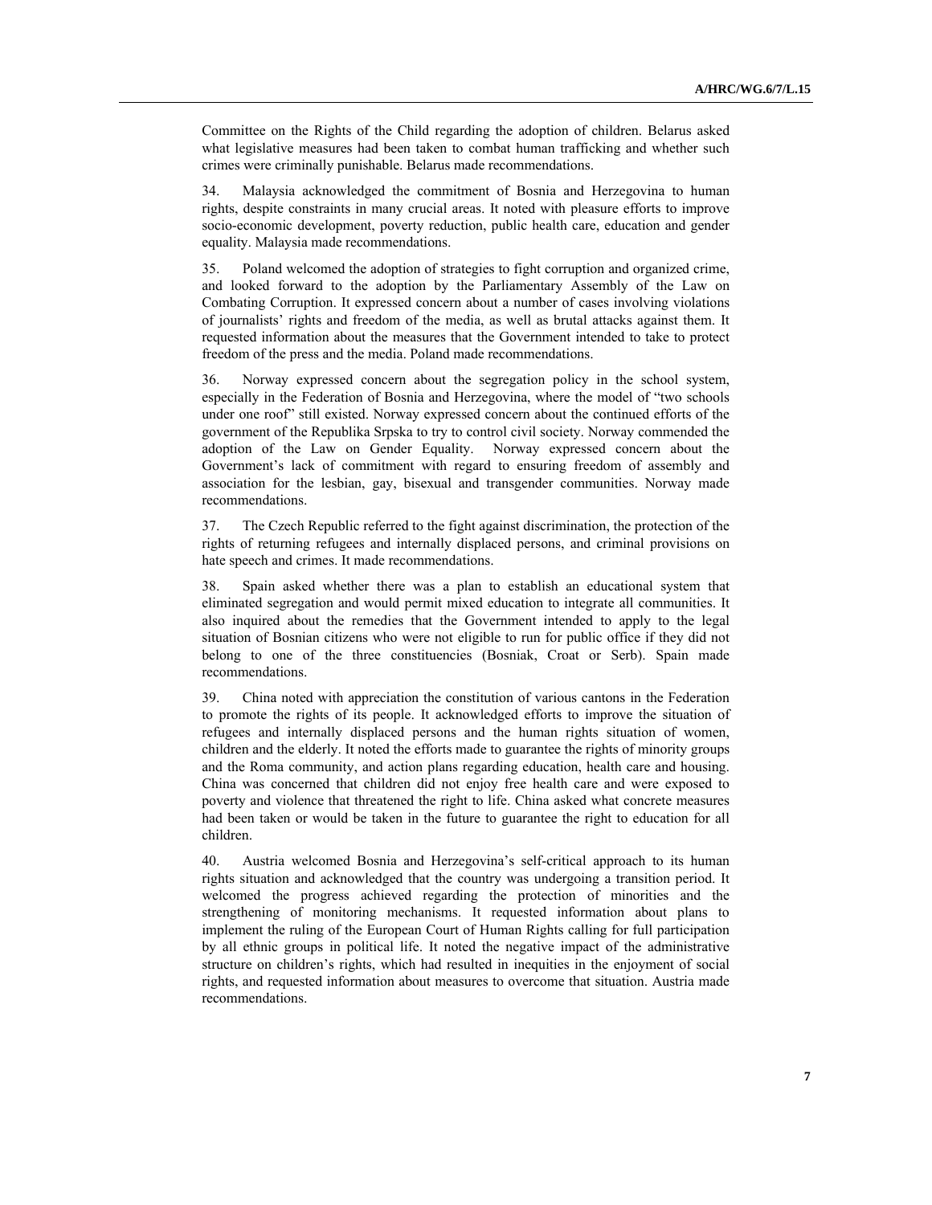Committee on the Rights of the Child regarding the adoption of children. Belarus asked what legislative measures had been taken to combat human trafficking and whether such crimes were criminally punishable. Belarus made recommendations.

34. Malaysia acknowledged the commitment of Bosnia and Herzegovina to human rights, despite constraints in many crucial areas. It noted with pleasure efforts to improve socio-economic development, poverty reduction, public health care, education and gender equality. Malaysia made recommendations.

35. Poland welcomed the adoption of strategies to fight corruption and organized crime, and looked forward to the adoption by the Parliamentary Assembly of the Law on Combating Corruption. It expressed concern about a number of cases involving violations of journalists' rights and freedom of the media, as well as brutal attacks against them. It requested information about the measures that the Government intended to take to protect freedom of the press and the media. Poland made recommendations.

36. Norway expressed concern about the segregation policy in the school system, especially in the Federation of Bosnia and Herzegovina, where the model of "two schools under one roof" still existed. Norway expressed concern about the continued efforts of the government of the Republika Srpska to try to control civil society. Norway commended the adoption of the Law on Gender Equality. Norway expressed concern about the Government's lack of commitment with regard to ensuring freedom of assembly and association for the lesbian, gay, bisexual and transgender communities. Norway made recommendations.

37. The Czech Republic referred to the fight against discrimination, the protection of the rights of returning refugees and internally displaced persons, and criminal provisions on hate speech and crimes. It made recommendations.

38. Spain asked whether there was a plan to establish an educational system that eliminated segregation and would permit mixed education to integrate all communities. It also inquired about the remedies that the Government intended to apply to the legal situation of Bosnian citizens who were not eligible to run for public office if they did not belong to one of the three constituencies (Bosniak, Croat or Serb). Spain made recommendations.

39. China noted with appreciation the constitution of various cantons in the Federation to promote the rights of its people. It acknowledged efforts to improve the situation of refugees and internally displaced persons and the human rights situation of women, children and the elderly. It noted the efforts made to guarantee the rights of minority groups and the Roma community, and action plans regarding education, health care and housing. China was concerned that children did not enjoy free health care and were exposed to poverty and violence that threatened the right to life. China asked what concrete measures had been taken or would be taken in the future to guarantee the right to education for all children.

40. Austria welcomed Bosnia and Herzegovina's self-critical approach to its human rights situation and acknowledged that the country was undergoing a transition period. It welcomed the progress achieved regarding the protection of minorities and the strengthening of monitoring mechanisms. It requested information about plans to implement the ruling of the European Court of Human Rights calling for full participation by all ethnic groups in political life. It noted the negative impact of the administrative structure on children's rights, which had resulted in inequities in the enjoyment of social rights, and requested information about measures to overcome that situation. Austria made recommendations.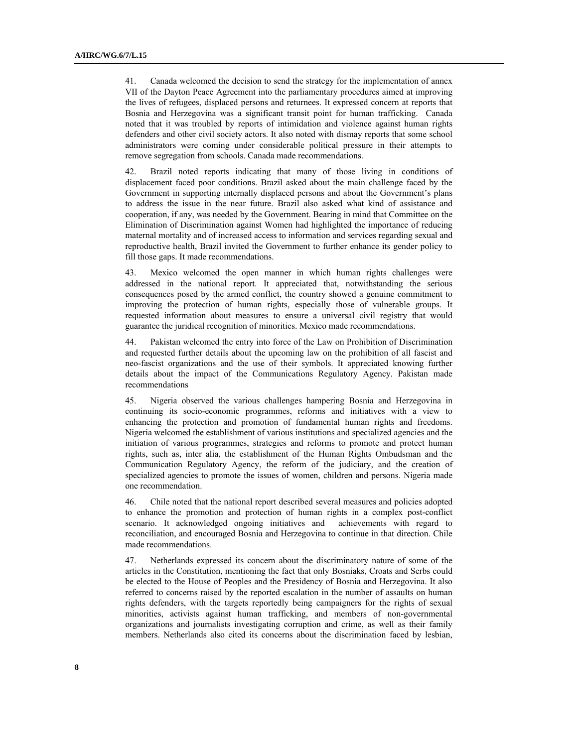41. Canada welcomed the decision to send the strategy for the implementation of annex VII of the Dayton Peace Agreement into the parliamentary procedures aimed at improving the lives of refugees, displaced persons and returnees. It expressed concern at reports that Bosnia and Herzegovina was a significant transit point for human trafficking. Canada noted that it was troubled by reports of intimidation and violence against human rights defenders and other civil society actors. It also noted with dismay reports that some school administrators were coming under considerable political pressure in their attempts to remove segregation from schools. Canada made recommendations.

42. Brazil noted reports indicating that many of those living in conditions of displacement faced poor conditions. Brazil asked about the main challenge faced by the Government in supporting internally displaced persons and about the Government's plans to address the issue in the near future. Brazil also asked what kind of assistance and cooperation, if any, was needed by the Government. Bearing in mind that Committee on the Elimination of Discrimination against Women had highlighted the importance of reducing maternal mortality and of increased access to information and services regarding sexual and reproductive health, Brazil invited the Government to further enhance its gender policy to fill those gaps. It made recommendations.

43. Mexico welcomed the open manner in which human rights challenges were addressed in the national report. It appreciated that, notwithstanding the serious consequences posed by the armed conflict, the country showed a genuine commitment to improving the protection of human rights, especially those of vulnerable groups. It requested information about measures to ensure a universal civil registry that would guarantee the juridical recognition of minorities. Mexico made recommendations.

44. Pakistan welcomed the entry into force of the Law on Prohibition of Discrimination and requested further details about the upcoming law on the prohibition of all fascist and neo-fascist organizations and the use of their symbols. It appreciated knowing further details about the impact of the Communications Regulatory Agency. Pakistan made recommendations

45. Nigeria observed the various challenges hampering Bosnia and Herzegovina in continuing its socio-economic programmes, reforms and initiatives with a view to enhancing the protection and promotion of fundamental human rights and freedoms. Nigeria welcomed the establishment of various institutions and specialized agencies and the initiation of various programmes, strategies and reforms to promote and protect human rights, such as, inter alia, the establishment of the Human Rights Ombudsman and the Communication Regulatory Agency, the reform of the judiciary, and the creation of specialized agencies to promote the issues of women, children and persons. Nigeria made one recommendation.

46. Chile noted that the national report described several measures and policies adopted to enhance the promotion and protection of human rights in a complex post-conflict scenario. It acknowledged ongoing initiatives and achievements with regard to reconciliation, and encouraged Bosnia and Herzegovina to continue in that direction. Chile made recommendations.

47. Netherlands expressed its concern about the discriminatory nature of some of the articles in the Constitution, mentioning the fact that only Bosniaks, Croats and Serbs could be elected to the House of Peoples and the Presidency of Bosnia and Herzegovina. It also referred to concerns raised by the reported escalation in the number of assaults on human rights defenders, with the targets reportedly being campaigners for the rights of sexual minorities, activists against human trafficking, and members of non-governmental organizations and journalists investigating corruption and crime, as well as their family members. Netherlands also cited its concerns about the discrimination faced by lesbian,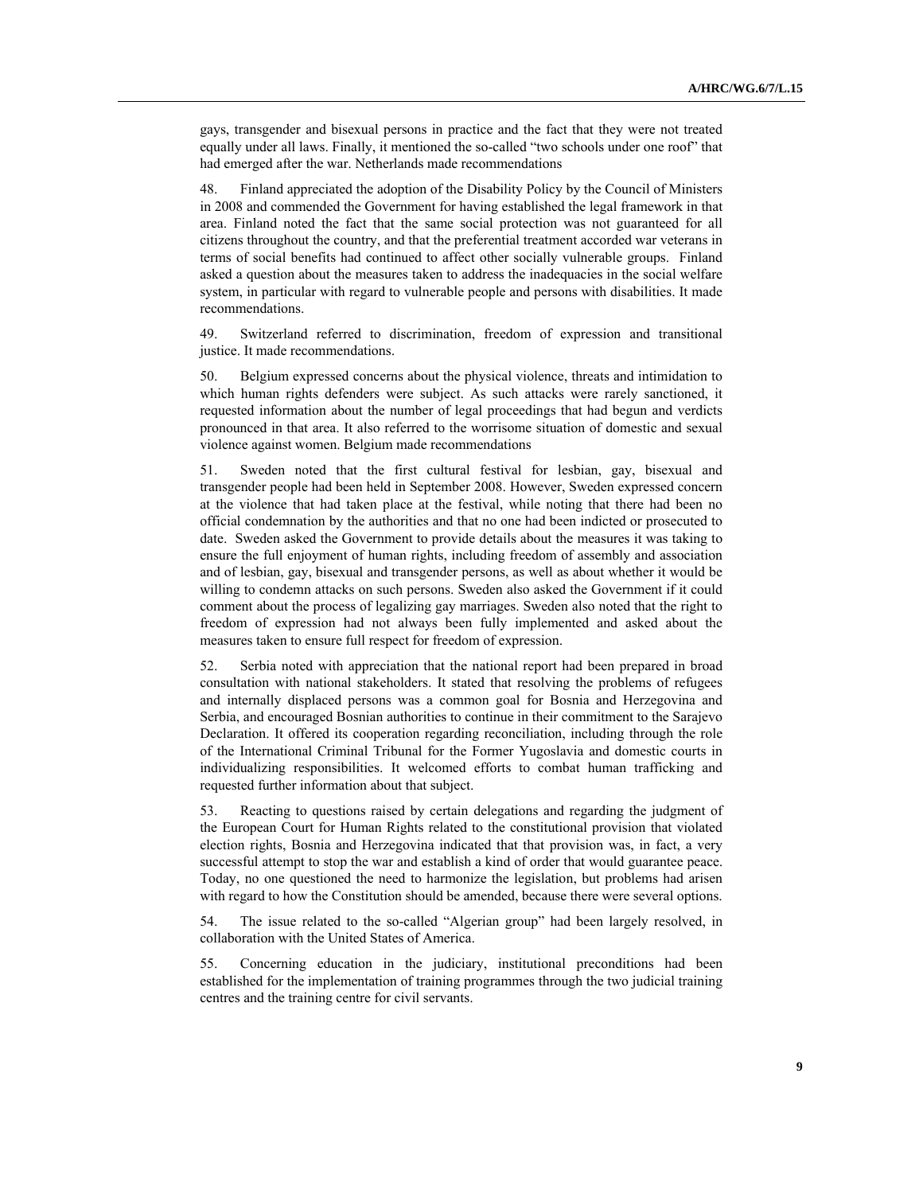gays, transgender and bisexual persons in practice and the fact that they were not treated equally under all laws. Finally, it mentioned the so-called "two schools under one roof" that had emerged after the war. Netherlands made recommendations

48. Finland appreciated the adoption of the Disability Policy by the Council of Ministers in 2008 and commended the Government for having established the legal framework in that area. Finland noted the fact that the same social protection was not guaranteed for all citizens throughout the country, and that the preferential treatment accorded war veterans in terms of social benefits had continued to affect other socially vulnerable groups. Finland asked a question about the measures taken to address the inadequacies in the social welfare system, in particular with regard to vulnerable people and persons with disabilities. It made recommendations.

49. Switzerland referred to discrimination, freedom of expression and transitional justice. It made recommendations.

50. Belgium expressed concerns about the physical violence, threats and intimidation to which human rights defenders were subject. As such attacks were rarely sanctioned, it requested information about the number of legal proceedings that had begun and verdicts pronounced in that area. It also referred to the worrisome situation of domestic and sexual violence against women. Belgium made recommendations

51. Sweden noted that the first cultural festival for lesbian, gay, bisexual and transgender people had been held in September 2008. However, Sweden expressed concern at the violence that had taken place at the festival, while noting that there had been no official condemnation by the authorities and that no one had been indicted or prosecuted to date. Sweden asked the Government to provide details about the measures it was taking to ensure the full enjoyment of human rights, including freedom of assembly and association and of lesbian, gay, bisexual and transgender persons, as well as about whether it would be willing to condemn attacks on such persons. Sweden also asked the Government if it could comment about the process of legalizing gay marriages. Sweden also noted that the right to freedom of expression had not always been fully implemented and asked about the measures taken to ensure full respect for freedom of expression.

52. Serbia noted with appreciation that the national report had been prepared in broad consultation with national stakeholders. It stated that resolving the problems of refugees and internally displaced persons was a common goal for Bosnia and Herzegovina and Serbia, and encouraged Bosnian authorities to continue in their commitment to the Sarajevo Declaration. It offered its cooperation regarding reconciliation, including through the role of the International Criminal Tribunal for the Former Yugoslavia and domestic courts in individualizing responsibilities. It welcomed efforts to combat human trafficking and requested further information about that subject.

53. Reacting to questions raised by certain delegations and regarding the judgment of the European Court for Human Rights related to the constitutional provision that violated election rights, Bosnia and Herzegovina indicated that that provision was, in fact, a very successful attempt to stop the war and establish a kind of order that would guarantee peace. Today, no one questioned the need to harmonize the legislation, but problems had arisen with regard to how the Constitution should be amended, because there were several options.

54. The issue related to the so-called "Algerian group" had been largely resolved, in collaboration with the United States of America.

55. Concerning education in the judiciary, institutional preconditions had been established for the implementation of training programmes through the two judicial training centres and the training centre for civil servants.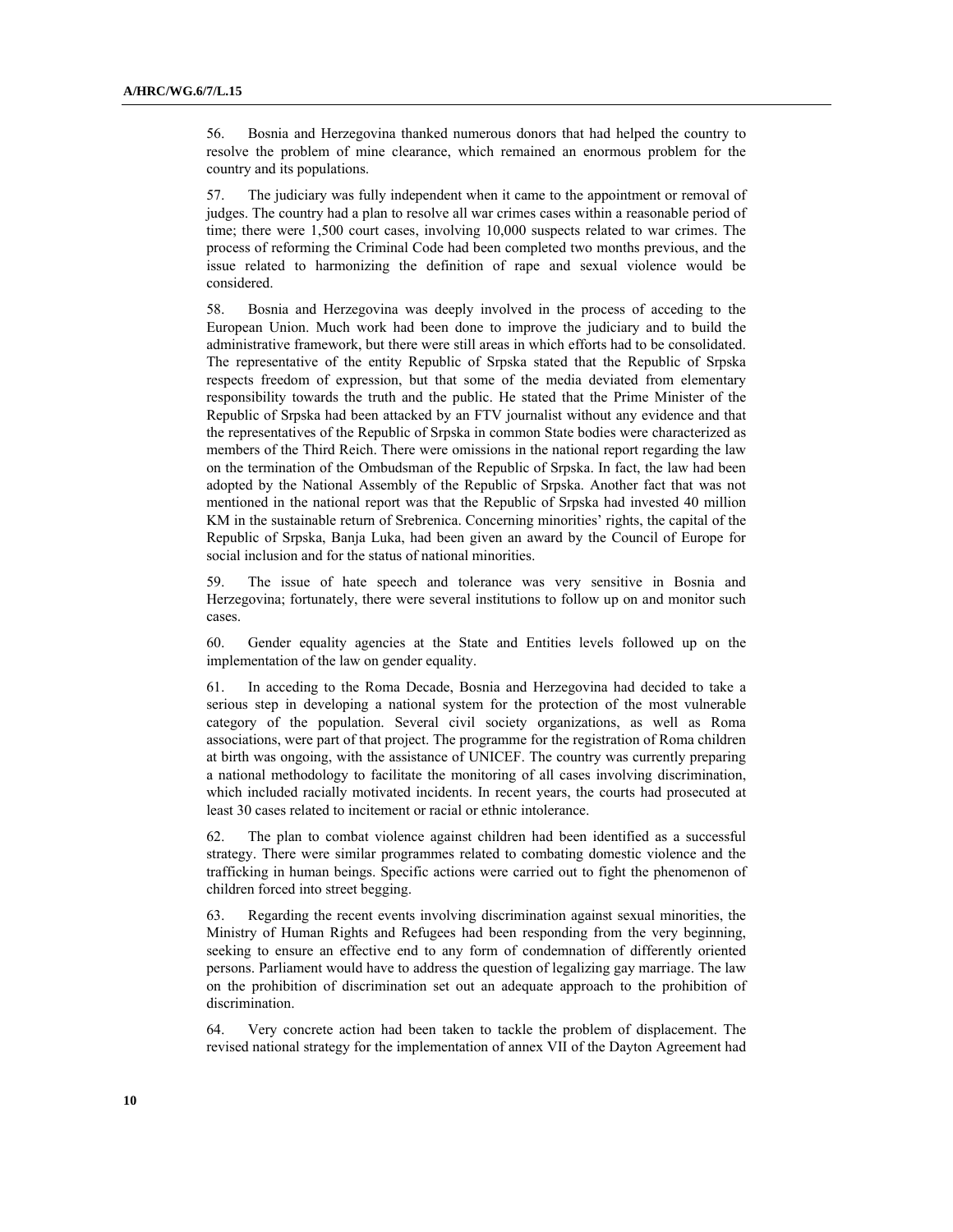56. Bosnia and Herzegovina thanked numerous donors that had helped the country to resolve the problem of mine clearance, which remained an enormous problem for the country and its populations.

57. The judiciary was fully independent when it came to the appointment or removal of judges. The country had a plan to resolve all war crimes cases within a reasonable period of time; there were 1,500 court cases, involving 10,000 suspects related to war crimes. The process of reforming the Criminal Code had been completed two months previous, and the issue related to harmonizing the definition of rape and sexual violence would be considered.

58. Bosnia and Herzegovina was deeply involved in the process of acceding to the European Union. Much work had been done to improve the judiciary and to build the administrative framework, but there were still areas in which efforts had to be consolidated. The representative of the entity Republic of Srpska stated that the Republic of Srpska respects freedom of expression, but that some of the media deviated from elementary responsibility towards the truth and the public. He stated that the Prime Minister of the Republic of Srpska had been attacked by an FTV journalist without any evidence and that the representatives of the Republic of Srpska in common State bodies were characterized as members of the Third Reich. There were omissions in the national report regarding the law on the termination of the Ombudsman of the Republic of Srpska. In fact, the law had been adopted by the National Assembly of the Republic of Srpska. Another fact that was not mentioned in the national report was that the Republic of Srpska had invested 40 million KM in the sustainable return of Srebrenica. Concerning minorities' rights, the capital of the Republic of Srpska, Banja Luka, had been given an award by the Council of Europe for social inclusion and for the status of national minorities.

59. The issue of hate speech and tolerance was very sensitive in Bosnia and Herzegovina; fortunately, there were several institutions to follow up on and monitor such cases.

60. Gender equality agencies at the State and Entities levels followed up on the implementation of the law on gender equality.

61. In acceding to the Roma Decade, Bosnia and Herzegovina had decided to take a serious step in developing a national system for the protection of the most vulnerable category of the population. Several civil society organizations, as well as Roma associations, were part of that project. The programme for the registration of Roma children at birth was ongoing, with the assistance of UNICEF. The country was currently preparing a national methodology to facilitate the monitoring of all cases involving discrimination, which included racially motivated incidents. In recent years, the courts had prosecuted at least 30 cases related to incitement or racial or ethnic intolerance.

62. The plan to combat violence against children had been identified as a successful strategy. There were similar programmes related to combating domestic violence and the trafficking in human beings. Specific actions were carried out to fight the phenomenon of children forced into street begging.

63. Regarding the recent events involving discrimination against sexual minorities, the Ministry of Human Rights and Refugees had been responding from the very beginning, seeking to ensure an effective end to any form of condemnation of differently oriented persons. Parliament would have to address the question of legalizing gay marriage. The law on the prohibition of discrimination set out an adequate approach to the prohibition of discrimination.

64. Very concrete action had been taken to tackle the problem of displacement. The revised national strategy for the implementation of annex VII of the Dayton Agreement had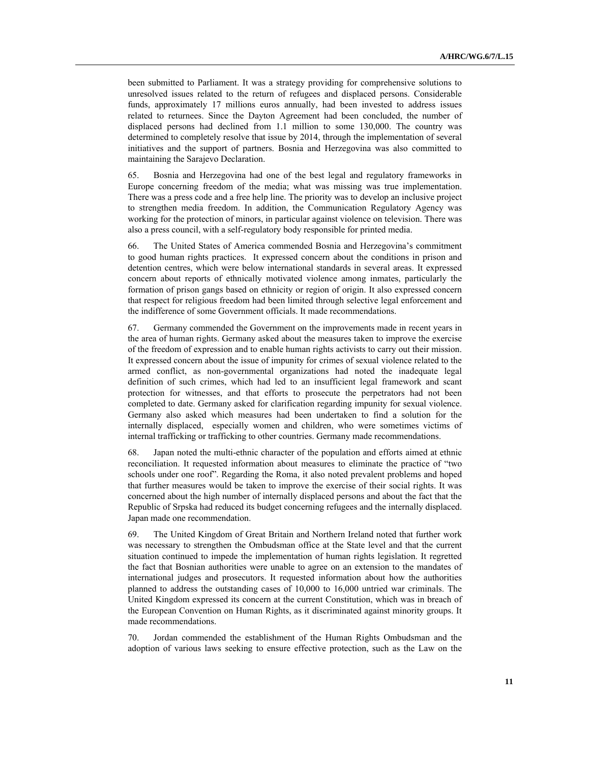been submitted to Parliament. It was a strategy providing for comprehensive solutions to unresolved issues related to the return of refugees and displaced persons. Considerable funds, approximately 17 millions euros annually, had been invested to address issues related to returnees. Since the Dayton Agreement had been concluded, the number of displaced persons had declined from 1.1 million to some 130,000. The country was determined to completely resolve that issue by 2014, through the implementation of several initiatives and the support of partners. Bosnia and Herzegovina was also committed to maintaining the Sarajevo Declaration.

65. Bosnia and Herzegovina had one of the best legal and regulatory frameworks in Europe concerning freedom of the media; what was missing was true implementation. There was a press code and a free help line. The priority was to develop an inclusive project to strengthen media freedom. In addition, the Communication Regulatory Agency was working for the protection of minors, in particular against violence on television. There was also a press council, with a self-regulatory body responsible for printed media.

66. The United States of America commended Bosnia and Herzegovina's commitment to good human rights practices. It expressed concern about the conditions in prison and detention centres, which were below international standards in several areas. It expressed concern about reports of ethnically motivated violence among inmates, particularly the formation of prison gangs based on ethnicity or region of origin. It also expressed concern that respect for religious freedom had been limited through selective legal enforcement and the indifference of some Government officials. It made recommendations.

67. Germany commended the Government on the improvements made in recent years in the area of human rights. Germany asked about the measures taken to improve the exercise of the freedom of expression and to enable human rights activists to carry out their mission. It expressed concern about the issue of impunity for crimes of sexual violence related to the armed conflict, as non-governmental organizations had noted the inadequate legal definition of such crimes, which had led to an insufficient legal framework and scant protection for witnesses, and that efforts to prosecute the perpetrators had not been completed to date. Germany asked for clarification regarding impunity for sexual violence. Germany also asked which measures had been undertaken to find a solution for the internally displaced, especially women and children, who were sometimes victims of internal trafficking or trafficking to other countries. Germany made recommendations.

68. Japan noted the multi-ethnic character of the population and efforts aimed at ethnic reconciliation. It requested information about measures to eliminate the practice of "two schools under one roof". Regarding the Roma, it also noted prevalent problems and hoped that further measures would be taken to improve the exercise of their social rights. It was concerned about the high number of internally displaced persons and about the fact that the Republic of Srpska had reduced its budget concerning refugees and the internally displaced. Japan made one recommendation.

69. The United Kingdom of Great Britain and Northern Ireland noted that further work was necessary to strengthen the Ombudsman office at the State level and that the current situation continued to impede the implementation of human rights legislation. It regretted the fact that Bosnian authorities were unable to agree on an extension to the mandates of international judges and prosecutors. It requested information about how the authorities planned to address the outstanding cases of 10,000 to 16,000 untried war criminals. The United Kingdom expressed its concern at the current Constitution, which was in breach of the European Convention on Human Rights, as it discriminated against minority groups. It made recommendations.

70. Jordan commended the establishment of the Human Rights Ombudsman and the adoption of various laws seeking to ensure effective protection, such as the Law on the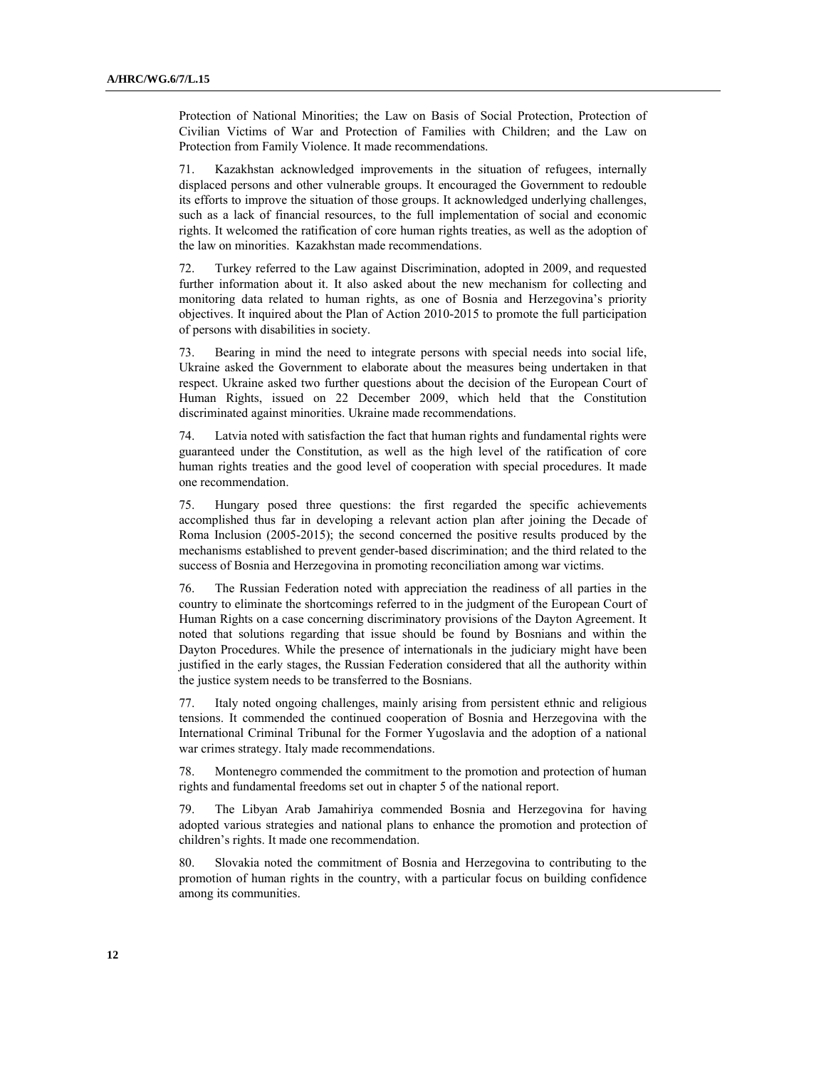Protection of National Minorities; the Law on Basis of Social Protection, Protection of Civilian Victims of War and Protection of Families with Children; and the Law on Protection from Family Violence. It made recommendations.

71. Kazakhstan acknowledged improvements in the situation of refugees, internally displaced persons and other vulnerable groups. It encouraged the Government to redouble its efforts to improve the situation of those groups. It acknowledged underlying challenges, such as a lack of financial resources, to the full implementation of social and economic rights. It welcomed the ratification of core human rights treaties, as well as the adoption of the law on minorities. Kazakhstan made recommendations.

72. Turkey referred to the Law against Discrimination, adopted in 2009, and requested further information about it. It also asked about the new mechanism for collecting and monitoring data related to human rights, as one of Bosnia and Herzegovina's priority objectives. It inquired about the Plan of Action 2010-2015 to promote the full participation of persons with disabilities in society.

73. Bearing in mind the need to integrate persons with special needs into social life, Ukraine asked the Government to elaborate about the measures being undertaken in that respect. Ukraine asked two further questions about the decision of the European Court of Human Rights, issued on 22 December 2009, which held that the Constitution discriminated against minorities. Ukraine made recommendations.

74. Latvia noted with satisfaction the fact that human rights and fundamental rights were guaranteed under the Constitution, as well as the high level of the ratification of core human rights treaties and the good level of cooperation with special procedures. It made one recommendation.

75. Hungary posed three questions: the first regarded the specific achievements accomplished thus far in developing a relevant action plan after joining the Decade of Roma Inclusion (2005-2015); the second concerned the positive results produced by the mechanisms established to prevent gender-based discrimination; and the third related to the success of Bosnia and Herzegovina in promoting reconciliation among war victims.

76. The Russian Federation noted with appreciation the readiness of all parties in the country to eliminate the shortcomings referred to in the judgment of the European Court of Human Rights on a case concerning discriminatory provisions of the Dayton Agreement. It noted that solutions regarding that issue should be found by Bosnians and within the Dayton Procedures. While the presence of internationals in the judiciary might have been justified in the early stages, the Russian Federation considered that all the authority within the justice system needs to be transferred to the Bosnians.

77. Italy noted ongoing challenges, mainly arising from persistent ethnic and religious tensions. It commended the continued cooperation of Bosnia and Herzegovina with the International Criminal Tribunal for the Former Yugoslavia and the adoption of a national war crimes strategy. Italy made recommendations.

78. Montenegro commended the commitment to the promotion and protection of human rights and fundamental freedoms set out in chapter 5 of the national report.

79. The Libyan Arab Jamahiriya commended Bosnia and Herzegovina for having adopted various strategies and national plans to enhance the promotion and protection of children's rights. It made one recommendation.

80. Slovakia noted the commitment of Bosnia and Herzegovina to contributing to the promotion of human rights in the country, with a particular focus on building confidence among its communities.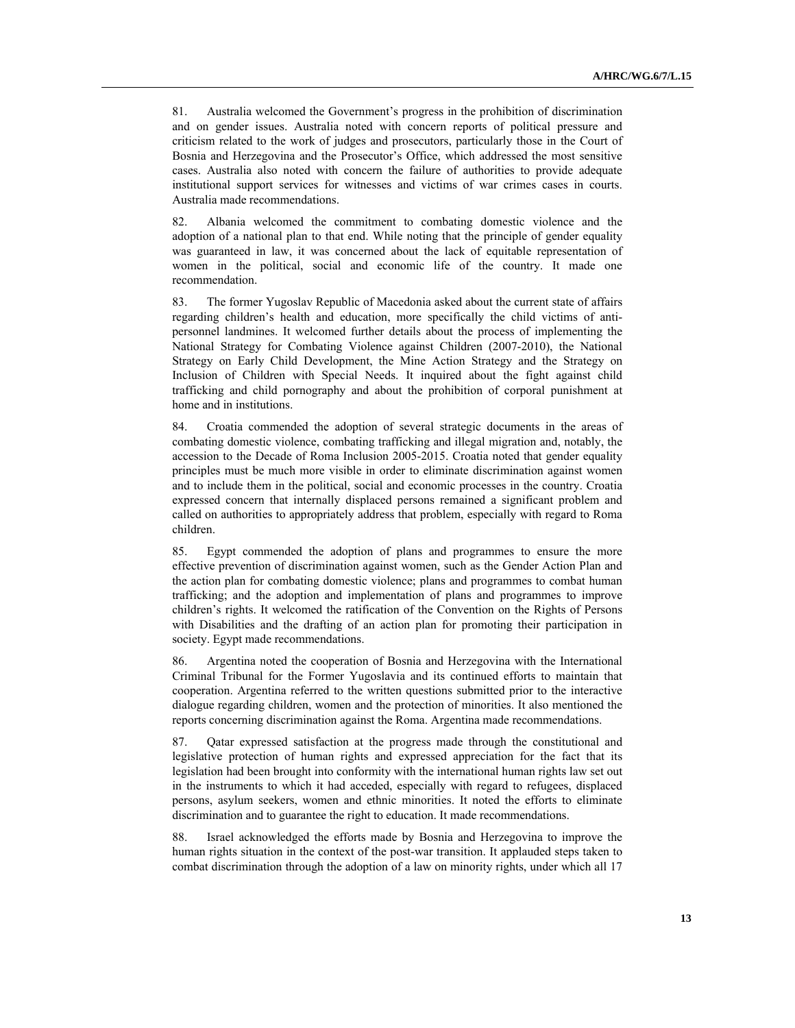81. Australia welcomed the Government's progress in the prohibition of discrimination and on gender issues. Australia noted with concern reports of political pressure and criticism related to the work of judges and prosecutors, particularly those in the Court of Bosnia and Herzegovina and the Prosecutor's Office, which addressed the most sensitive cases. Australia also noted with concern the failure of authorities to provide adequate institutional support services for witnesses and victims of war crimes cases in courts. Australia made recommendations.

82. Albania welcomed the commitment to combating domestic violence and the adoption of a national plan to that end. While noting that the principle of gender equality was guaranteed in law, it was concerned about the lack of equitable representation of women in the political, social and economic life of the country. It made one recommendation.

83. The former Yugoslav Republic of Macedonia asked about the current state of affairs regarding children's health and education, more specifically the child victims of anti-personnel landmines. It welcomed further details about the process of implementing the National Strategy for Combating Violence against Children (2007-2010), the National Strategy on Early Child Development, the Mine Action Strategy and the Strategy on Inclusion of Children with Special Needs. It inquired about the fight against child trafficking and child pornography and about the prohibition of corporal punishment at home and in institutions.

84. Croatia commended the adoption of several strategic documents in the areas of combating domestic violence, combating trafficking and illegal migration and, notably, the accession to the Decade of Roma Inclusion 2005-2015. Croatia noted that gender equality principles must be much more visible in order to eliminate discrimination against women and to include them in the political, social and economic processes in the country. Croatia expressed concern that internally displaced persons remained a significant problem and called on authorities to appropriately address that problem, especially with regard to Roma children.

85. Egypt commended the adoption of plans and programmes to ensure the more effective prevention of discrimination against women, such as the Gender Action Plan and the action plan for combating domestic violence; plans and programmes to combat human trafficking; and the adoption and implementation of plans and programmes to improve children's rights. It welcomed the ratification of the Convention on the Rights of Persons with Disabilities and the drafting of an action plan for promoting their participation in society. Egypt made recommendations.

86. Argentina noted the cooperation of Bosnia and Herzegovina with the International Criminal Tribunal for the Former Yugoslavia and its continued efforts to maintain that cooperation. Argentina referred to the written questions submitted prior to the interactive dialogue regarding children, women and the protection of minorities. It also mentioned the reports concerning discrimination against the Roma. Argentina made recommendations.

87. Qatar expressed satisfaction at the progress made through the constitutional and legislative protection of human rights and expressed appreciation for the fact that its legislation had been brought into conformity with the international human rights law set out in the instruments to which it had acceded, especially with regard to refugees, displaced persons, asylum seekers, women and ethnic minorities. It noted the efforts to eliminate discrimination and to guarantee the right to education. It made recommendations.

88. Israel acknowledged the efforts made by Bosnia and Herzegovina to improve the human rights situation in the context of the post-war transition. It applauded steps taken to combat discrimination through the adoption of a law on minority rights, under which all 17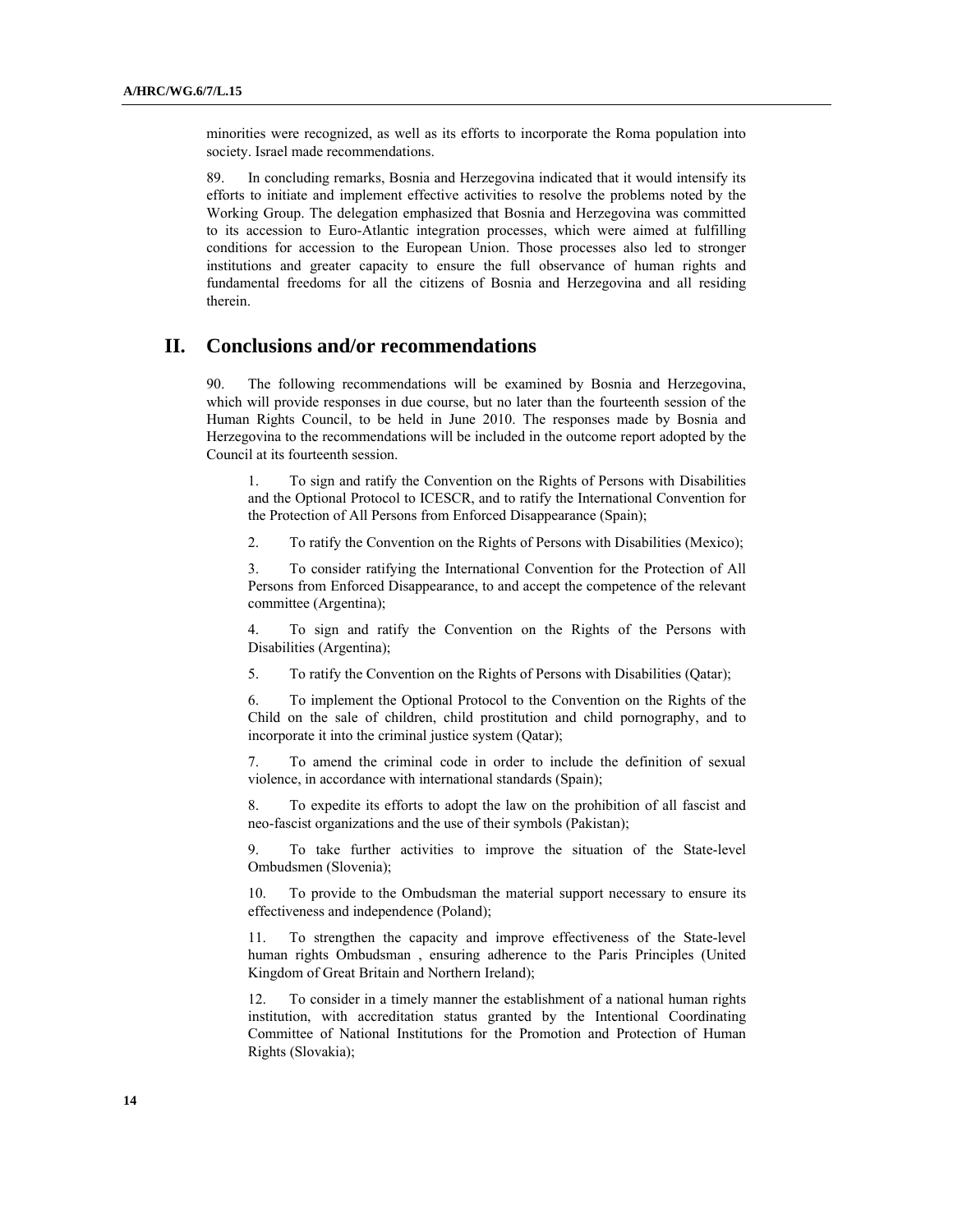minorities were recognized, as well as its efforts to incorporate the Roma population into society. Israel made recommendations.

89. In concluding remarks, Bosnia and Herzegovina indicated that it would intensify its efforts to initiate and implement effective activities to resolve the problems noted by the Working Group. The delegation emphasized that Bosnia and Herzegovina was committed to its accession to Euro-Atlantic integration processes, which were aimed at fulfilling conditions for accession to the European Union. Those processes also led to stronger institutions and greater capacity to ensure the full observance of human rights and fundamental freedoms for all the citizens of Bosnia and Herzegovina and all residing therein.

# II. Conclusions and/or recommendations

90. The following recommendations will be examined by Bosnia and Herzegovina, which will provide responses in due course, but no later than the fourteenth session of the Human Rights Council, to be held in June 2010. The responses made by Bosnia and Herzegovina to the recommendations will be included in the outcome report adopted by the Council at its fourteenth session.

1. To sign and ratify the Convention on the Rights of Persons with Disabilities and the Optional Protocol to ICESCR, and to ratify the International Convention for the Protection of All Persons from Enforced Disappearance (Spain);

2. To ratify the Convention on the Rights of Persons with Disabilities (Mexico);

3. To consider ratifying the International Convention for the Protection of All Persons from Enforced Disappearance, to and accept the competence of the relevant committee (Argentina);

4. To sign and ratify the Convention on the Rights of the Persons with Disabilities (Argentina);

5. To ratify the Convention on the Rights of Persons with Disabilities (Qatar);

6. To implement the Optional Protocol to the Convention on the Rights of the Child on the sale of children, child prostitution and child pornography, and to incorporate it into the criminal justice system (Qatar);

7. To amend the criminal code in order to include the definition of sexual violence, in accordance with international standards (Spain);

8. To expedite its efforts to adopt the law on the prohibition of all fascist and neo-fascist organizations and the use of their symbols (Pakistan);

9. To take further activities to improve the situation of the State-level Ombudsmen (Slovenia);

10. To provide to the Ombudsman the material support necessary to ensure its effectiveness and independence (Poland);

11. To strengthen the capacity and improve effectiveness of the State-level human rights Ombudsman , ensuring adherence to the Paris Principles (United Kingdom of Great Britain and Northern Ireland);

12. To consider in a timely manner the establishment of a national human rights institution, with accreditation status granted by the Intentional Coordinating Committee of National Institutions for the Promotion and Protection of Human Rights (Slovakia);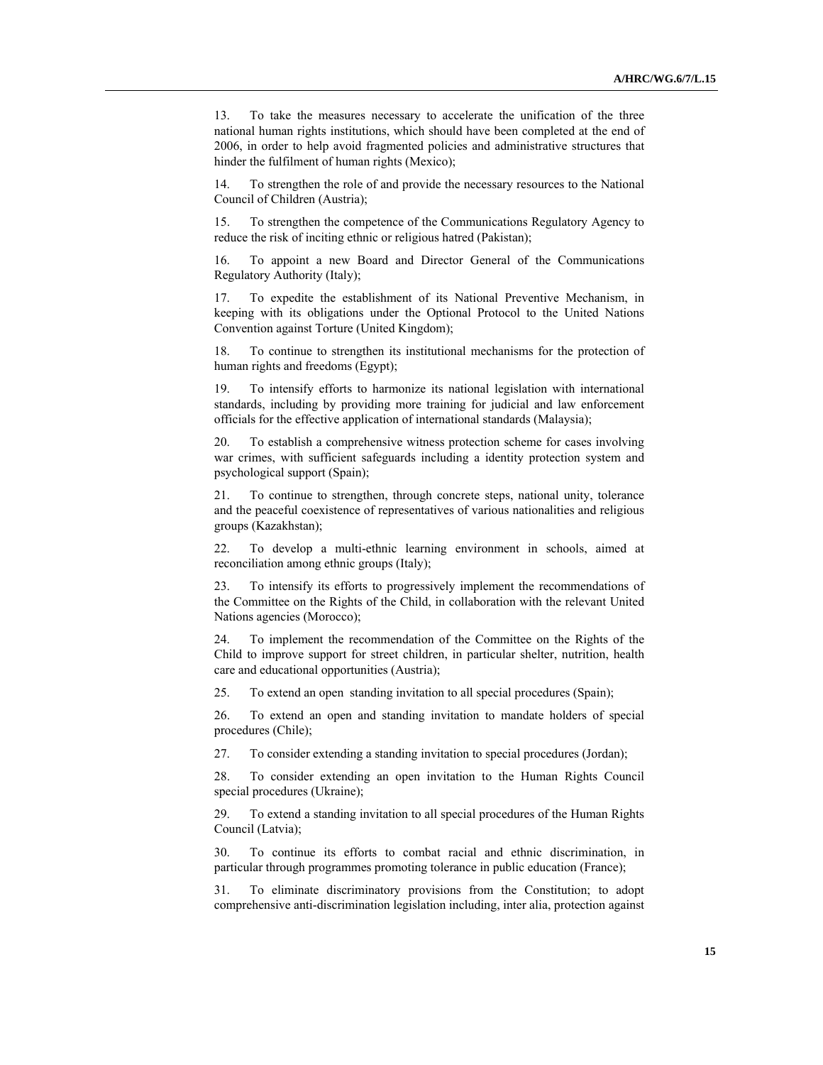13. To take the measures necessary to accelerate the unification of the three national human rights institutions, which should have been completed at the end of 2006, in order to help avoid fragmented policies and administrative structures that hinder the fulfilment of human rights (Mexico);

14. To strengthen the role of and provide the necessary resources to the National Council of Children (Austria);

15. To strengthen the competence of the Communications Regulatory Agency to reduce the risk of inciting ethnic or religious hatred (Pakistan);

16. To appoint a new Board and Director General of the Communications Regulatory Authority (Italy);

17. To expedite the establishment of its National Preventive Mechanism, in keeping with its obligations under the Optional Protocol to the United Nations Convention against Torture (United Kingdom);

18. To continue to strengthen its institutional mechanisms for the protection of human rights and freedoms (Egypt);

19. To intensify efforts to harmonize its national legislation with international standards, including by providing more training for judicial and law enforcement officials for the effective application of international standards (Malaysia);

20. To establish a comprehensive witness protection scheme for cases involving war crimes, with sufficient safeguards including a identity protection system and psychological support (Spain);

21. To continue to strengthen, through concrete steps, national unity, tolerance and the peaceful coexistence of representatives of various nationalities and religious groups (Kazakhstan);

22. To develop a multi-ethnic learning environment in schools, aimed at reconciliation among ethnic groups (Italy);

23. To intensify its efforts to progressively implement the recommendations of the Committee on the Rights of the Child, in collaboration with the relevant United Nations agencies (Morocco);

24. To implement the recommendation of the Committee on the Rights of the Child to improve support for street children, in particular shelter, nutrition, health care and educational opportunities (Austria);

25. To extend an open standing invitation to all special procedures (Spain);

26. To extend an open and standing invitation to mandate holders of special procedures (Chile);

27. To consider extending a standing invitation to special procedures (Jordan);

28. To consider extending an open invitation to the Human Rights Council special procedures (Ukraine);

29. To extend a standing invitation to all special procedures of the Human Rights Council (Latvia);

30. To continue its efforts to combat racial and ethnic discrimination, in particular through programmes promoting tolerance in public education (France);

31. To eliminate discriminatory provisions from the Constitution; to adopt comprehensive anti-discrimination legislation including, inter alia, protection against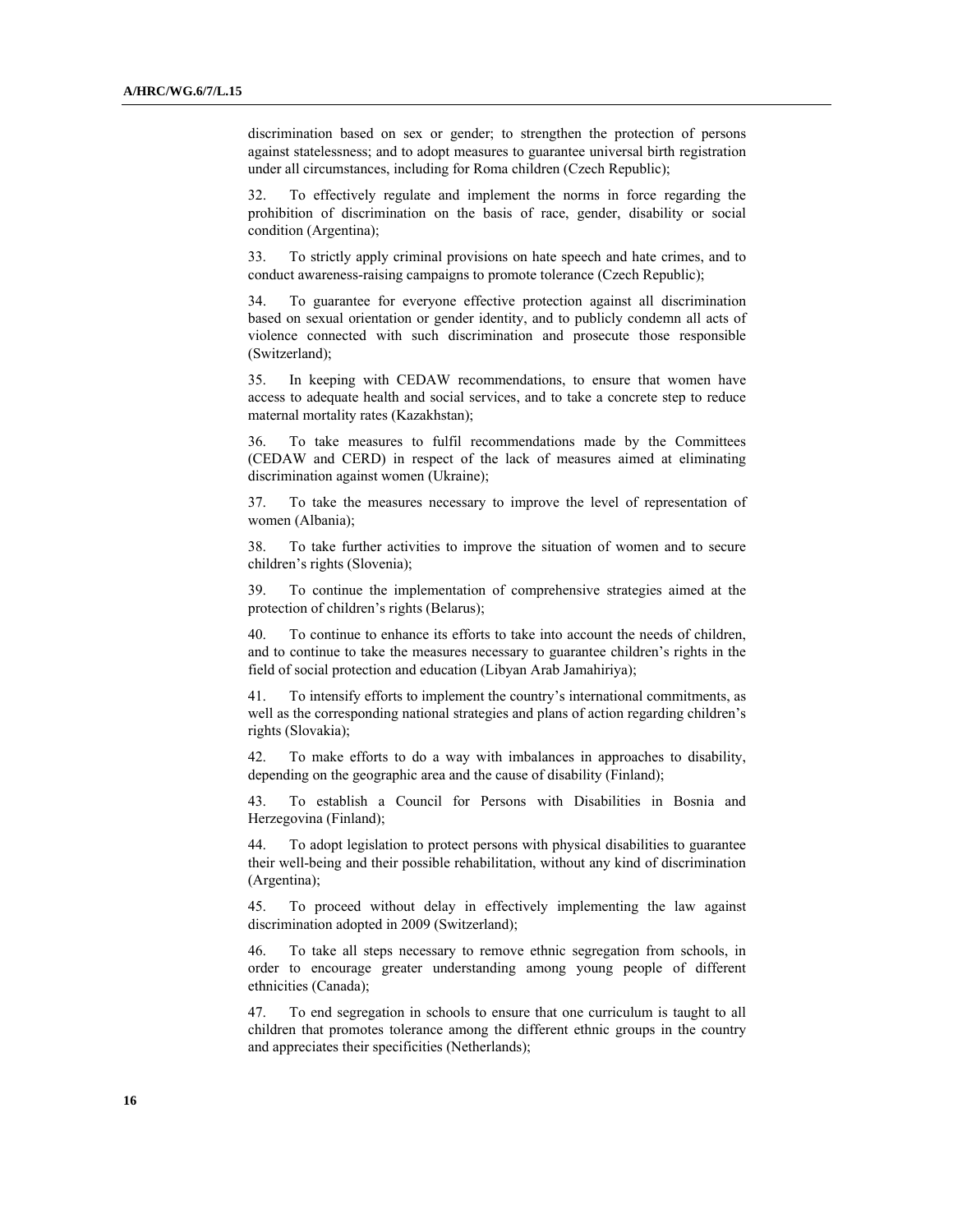discrimination based on sex or gender; to strengthen the protection of persons against statelessness; and to adopt measures to guarantee universal birth registration under all circumstances, including for Roma children (Czech Republic);

32. To effectively regulate and implement the norms in force regarding the prohibition of discrimination on the basis of race, gender, disability or social condition (Argentina);

33. To strictly apply criminal provisions on hate speech and hate crimes, and to conduct awareness-raising campaigns to promote tolerance (Czech Republic);

34. To guarantee for everyone effective protection against all discrimination based on sexual orientation or gender identity, and to publicly condemn all acts of violence connected with such discrimination and prosecute those responsible (Switzerland);

35. In keeping with CEDAW recommendations, to ensure that women have access to adequate health and social services, and to take a concrete step to reduce maternal mortality rates (Kazakhstan);

36. To take measures to fulfil recommendations made by the Committees (CEDAW and CERD) in respect of the lack of measures aimed at eliminating discrimination against women (Ukraine);

37. To take the measures necessary to improve the level of representation of women (Albania);

38. To take further activities to improve the situation of women and to secure children's rights (Slovenia);

39. To continue the implementation of comprehensive strategies aimed at the protection of children's rights (Belarus);

40. To continue to enhance its efforts to take into account the needs of children, and to continue to take the measures necessary to guarantee children's rights in the field of social protection and education (Libyan Arab Jamahiriya);

41. To intensify efforts to implement the country's international commitments, as well as the corresponding national strategies and plans of action regarding children's rights (Slovakia);

42. To make efforts to do a way with imbalances in approaches to disability, depending on the geographic area and the cause of disability (Finland);

43. To establish a Council for Persons with Disabilities in Bosnia and Herzegovina (Finland);

44. To adopt legislation to protect persons with physical disabilities to guarantee their well-being and their possible rehabilitation, without any kind of discrimination (Argentina);

45. To proceed without delay in effectively implementing the law against discrimination adopted in 2009 (Switzerland);

46. To take all steps necessary to remove ethnic segregation from schools, in order to encourage greater understanding among young people of different ethnicities (Canada);

47. To end segregation in schools to ensure that one curriculum is taught to all children that promotes tolerance among the different ethnic groups in the country and appreciates their specificities (Netherlands);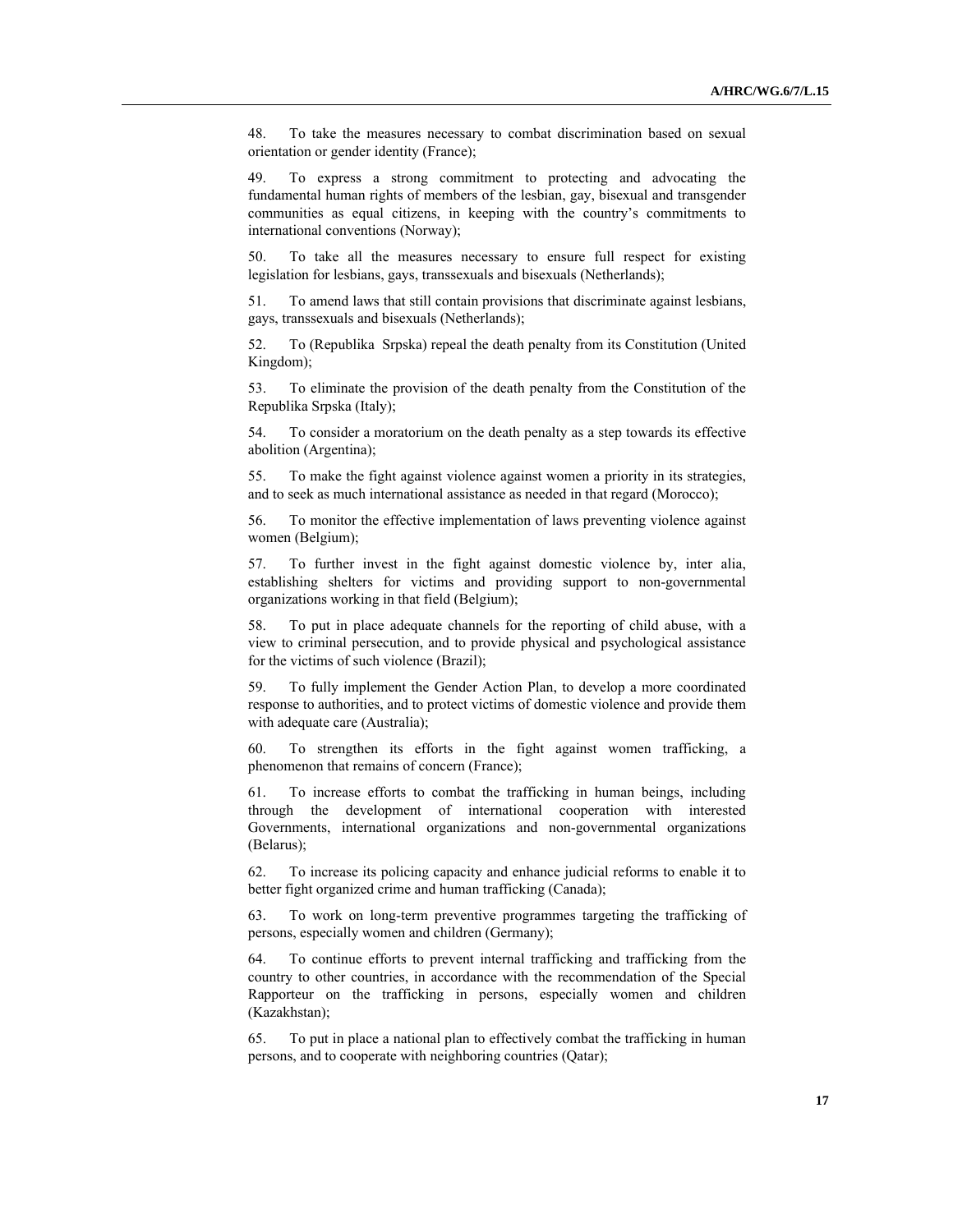48. To take the measures necessary to combat discrimination based on sexual orientation or gender identity (France);

49. To express a strong commitment to protecting and advocating the fundamental human rights of members of the lesbian, gay, bisexual and transgender communities as equal citizens, in keeping with the country's commitments to international conventions (Norway);

50. To take all the measures necessary to ensure full respect for existing legislation for lesbians, gays, transsexuals and bisexuals (Netherlands);

51. To amend laws that still contain provisions that discriminate against lesbians, gays, transsexuals and bisexuals (Netherlands);

52. To (Republika Srpska) repeal the death penalty from its Constitution (United Kingdom);

53. To eliminate the provision of the death penalty from the Constitution of the Republika Srpska (Italy);

54. To consider a moratorium on the death penalty as a step towards its effective abolition (Argentina);

55. To make the fight against violence against women a priority in its strategies, and to seek as much international assistance as needed in that regard (Morocco);

56. To monitor the effective implementation of laws preventing violence against women (Belgium);

57. To further invest in the fight against domestic violence by, inter alia, establishing shelters for victims and providing support to non-governmental organizations working in that field (Belgium);

58. To put in place adequate channels for the reporting of child abuse, with a view to criminal persecution, and to provide physical and psychological assistance for the victims of such violence (Brazil);

59. To fully implement the Gender Action Plan, to develop a more coordinated response to authorities, and to protect victims of domestic violence and provide them with adequate care (Australia);

60. To strengthen its efforts in the fight against women trafficking, a phenomenon that remains of concern (France);

61. To increase efforts to combat the trafficking in human beings, including through the development of international cooperation with interested Governments, international organizations and non-governmental organizations (Belarus);

62. To increase its policing capacity and enhance judicial reforms to enable it to better fight organized crime and human trafficking (Canada);

63. To work on long-term preventive programmes targeting the trafficking of persons, especially women and children (Germany);

64. To continue efforts to prevent internal trafficking and trafficking from the country to other countries, in accordance with the recommendation of the Special Rapporteur on the trafficking in persons, especially women and children (Kazakhstan);

65. To put in place a national plan to effectively combat the trafficking in human persons, and to cooperate with neighboring countries (Qatar);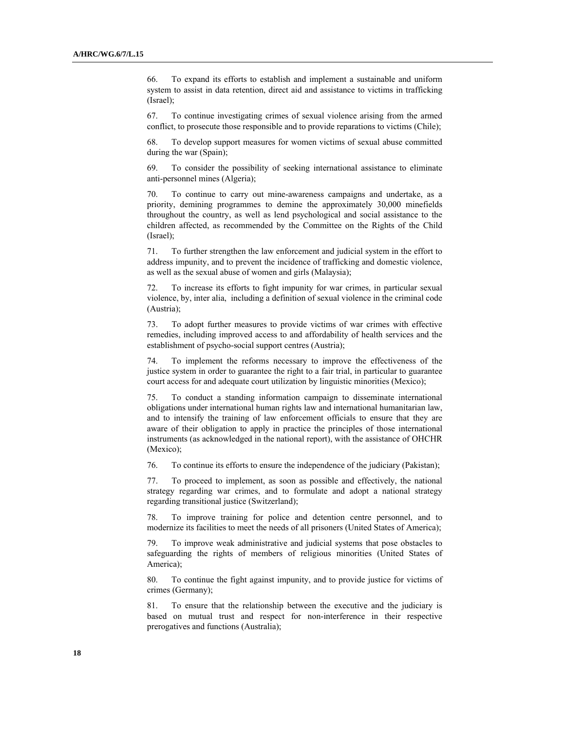66. To expand its efforts to establish and implement a sustainable and uniform system to assist in data retention, direct aid and assistance to victims in trafficking (Israel);

67. To continue investigating crimes of sexual violence arising from the armed conflict, to prosecute those responsible and to provide reparations to victims (Chile);

68. To develop support measures for women victims of sexual abuse committed during the war (Spain);

69. To consider the possibility of seeking international assistance to eliminate anti-personnel mines (Algeria);

70. To continue to carry out mine-awareness campaigns and undertake, as a priority, demining programmes to demine the approximately 30,000 minefields throughout the country, as well as lend psychological and social assistance to the children affected, as recommended by the Committee on the Rights of the Child (Israel);

71. To further strengthen the law enforcement and judicial system in the effort to address impunity, and to prevent the incidence of trafficking and domestic violence, as well as the sexual abuse of women and girls (Malaysia);

72. To increase its efforts to fight impunity for war crimes, in particular sexual violence, by, inter alia, including a definition of sexual violence in the criminal code (Austria);

73. To adopt further measures to provide victims of war crimes with effective remedies, including improved access to and affordability of health services and the establishment of psycho-social support centres (Austria);

74. To implement the reforms necessary to improve the effectiveness of the justice system in order to guarantee the right to a fair trial, in particular to guarantee court access for and adequate court utilization by linguistic minorities (Mexico);

75. To conduct a standing information campaign to disseminate international obligations under international human rights law and international humanitarian law, and to intensify the training of law enforcement officials to ensure that they are aware of their obligation to apply in practice the principles of those international instruments (as acknowledged in the national report), with the assistance of OHCHR (Mexico);

76. To continue its efforts to ensure the independence of the judiciary (Pakistan);

77. To proceed to implement, as soon as possible and effectively, the national strategy regarding war crimes, and to formulate and adopt a national strategy regarding transitional justice (Switzerland);

78. To improve training for police and detention centre personnel, and to modernize its facilities to meet the needs of all prisoners (United States of America);

79. To improve weak administrative and judicial systems that pose obstacles to safeguarding the rights of members of religious minorities (United States of America);

80. To continue the fight against impunity, and to provide justice for victims of crimes (Germany);

81. To ensure that the relationship between the executive and the judiciary is based on mutual trust and respect for non-interference in their respective prerogatives and functions (Australia);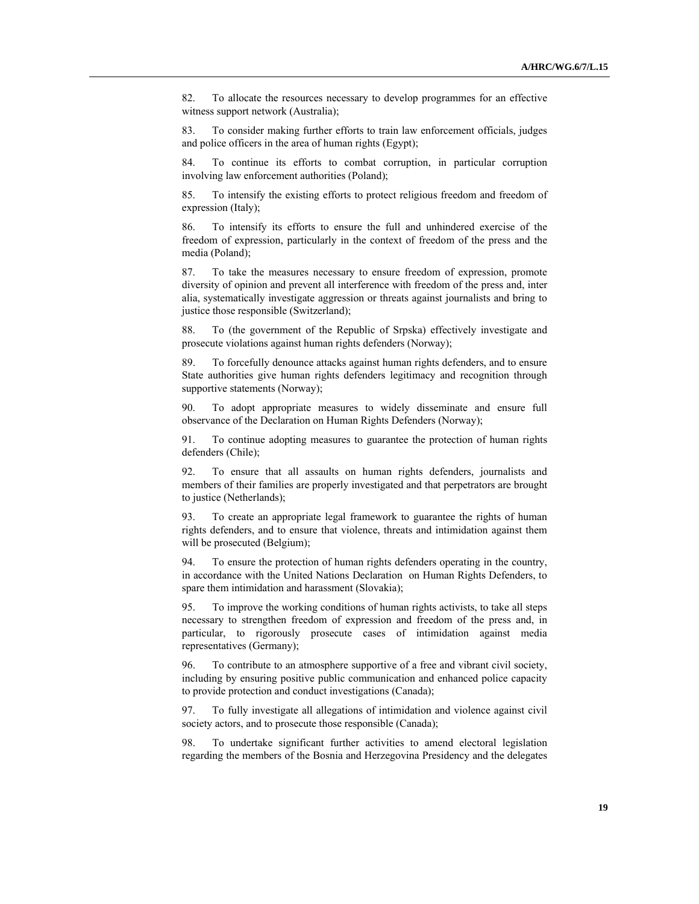82. To allocate the resources necessary to develop programmes for an effective witness support network (Australia);

83. To consider making further efforts to train law enforcement officials, judges and police officers in the area of human rights (Egypt);

84. To continue its efforts to combat corruption, in particular corruption involving law enforcement authorities (Poland);

85. To intensify the existing efforts to protect religious freedom and freedom of expression (Italy);

86. To intensify its efforts to ensure the full and unhindered exercise of the freedom of expression, particularly in the context of freedom of the press and the media (Poland);

87. To take the measures necessary to ensure freedom of expression, promote diversity of opinion and prevent all interference with freedom of the press and, inter alia, systematically investigate aggression or threats against journalists and bring to justice those responsible (Switzerland);

88. To (the government of the Republic of Srpska) effectively investigate and prosecute violations against human rights defenders (Norway);

89. To forcefully denounce attacks against human rights defenders, and to ensure State authorities give human rights defenders legitimacy and recognition through supportive statements (Norway);

90. To adopt appropriate measures to widely disseminate and ensure full observance of the Declaration on Human Rights Defenders (Norway);

91. To continue adopting measures to guarantee the protection of human rights defenders (Chile);

92. To ensure that all assaults on human rights defenders, journalists and members of their families are properly investigated and that perpetrators are brought to justice (Netherlands);

93. To create an appropriate legal framework to guarantee the rights of human rights defenders, and to ensure that violence, threats and intimidation against them will be prosecuted (Belgium);

94. To ensure the protection of human rights defenders operating in the country, in accordance with the United Nations Declaration on Human Rights Defenders, to spare them intimidation and harassment (Slovakia);

95. To improve the working conditions of human rights activists, to take all steps necessary to strengthen freedom of expression and freedom of the press and, in particular, to rigorously prosecute cases of intimidation against media representatives (Germany);

96. To contribute to an atmosphere supportive of a free and vibrant civil society, including by ensuring positive public communication and enhanced police capacity to provide protection and conduct investigations (Canada);

97. To fully investigate all allegations of intimidation and violence against civil society actors, and to prosecute those responsible (Canada);

98. To undertake significant further activities to amend electoral legislation regarding the members of the Bosnia and Herzegovina Presidency and the delegates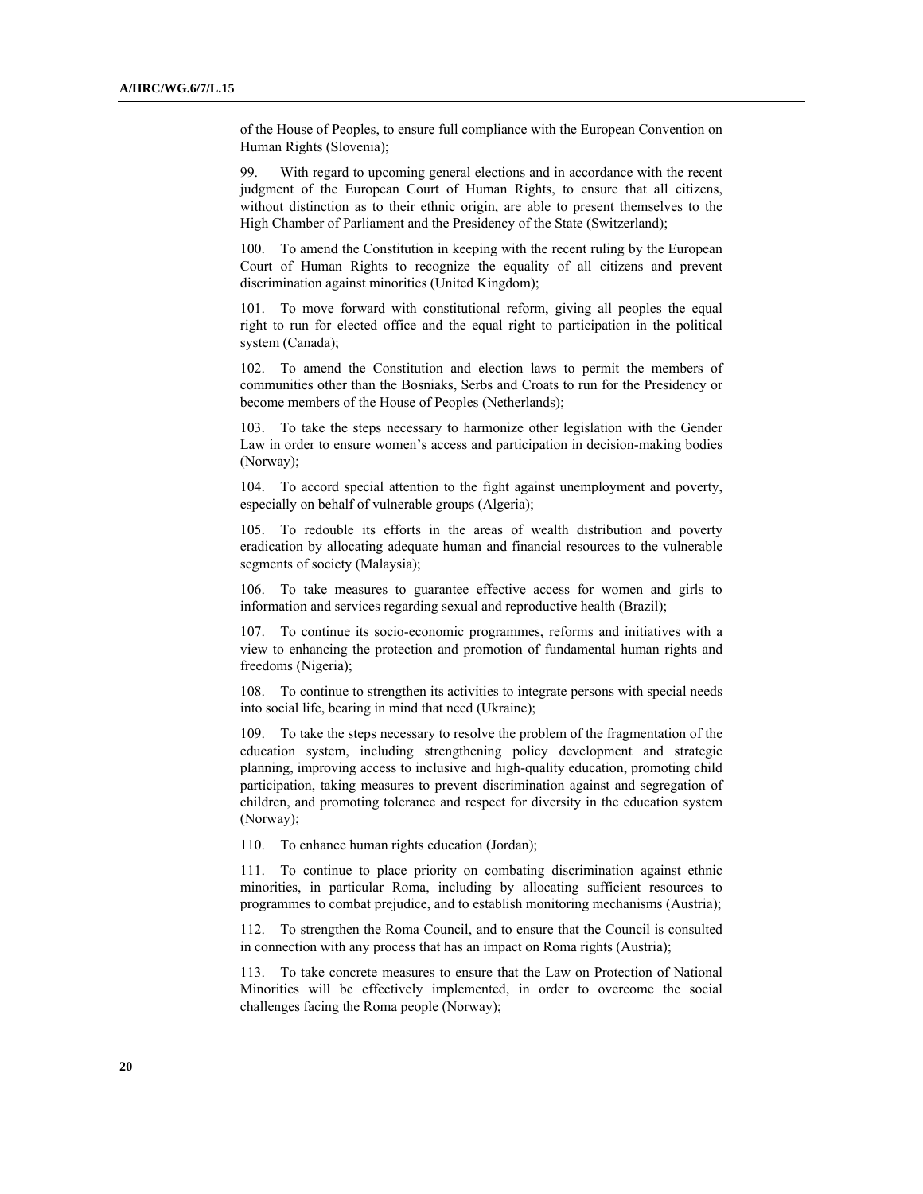of the House of Peoples, to ensure full compliance with the European Convention on Human Rights (Slovenia);

99. With regard to upcoming general elections and in accordance with the recent judgment of the European Court of Human Rights, to ensure that all citizens, without distinction as to their ethnic origin, are able to present themselves to the High Chamber of Parliament and the Presidency of the State (Switzerland);

100. To amend the Constitution in keeping with the recent ruling by the European Court of Human Rights to recognize the equality of all citizens and prevent discrimination against minorities (United Kingdom);

101. To move forward with constitutional reform, giving all peoples the equal right to run for elected office and the equal right to participation in the political system (Canada);

102. To amend the Constitution and election laws to permit the members of communities other than the Bosniaks, Serbs and Croats to run for the Presidency or become members of the House of Peoples (Netherlands);

103. To take the steps necessary to harmonize other legislation with the Gender Law in order to ensure women's access and participation in decision-making bodies (Norway);

104. To accord special attention to the fight against unemployment and poverty, especially on behalf of vulnerable groups (Algeria);

105. To redouble its efforts in the areas of wealth distribution and poverty eradication by allocating adequate human and financial resources to the vulnerable segments of society (Malaysia);

106. To take measures to guarantee effective access for women and girls to information and services regarding sexual and reproductive health (Brazil);

107. To continue its socio-economic programmes, reforms and initiatives with a view to enhancing the protection and promotion of fundamental human rights and freedoms (Nigeria);

108. To continue to strengthen its activities to integrate persons with special needs into social life, bearing in mind that need (Ukraine);

109. To take the steps necessary to resolve the problem of the fragmentation of the education system, including strengthening policy development and strategic planning, improving access to inclusive and high-quality education, promoting child participation, taking measures to prevent discrimination against and segregation of children, and promoting tolerance and respect for diversity in the education system (Norway);

110. To enhance human rights education (Jordan);

111. To continue to place priority on combating discrimination against ethnic minorities, in particular Roma, including by allocating sufficient resources to programmes to combat prejudice, and to establish monitoring mechanisms (Austria);

112. To strengthen the Roma Council, and to ensure that the Council is consulted in connection with any process that has an impact on Roma rights (Austria);

113. To take concrete measures to ensure that the Law on Protection of National Minorities will be effectively implemented, in order to overcome the social challenges facing the Roma people (Norway);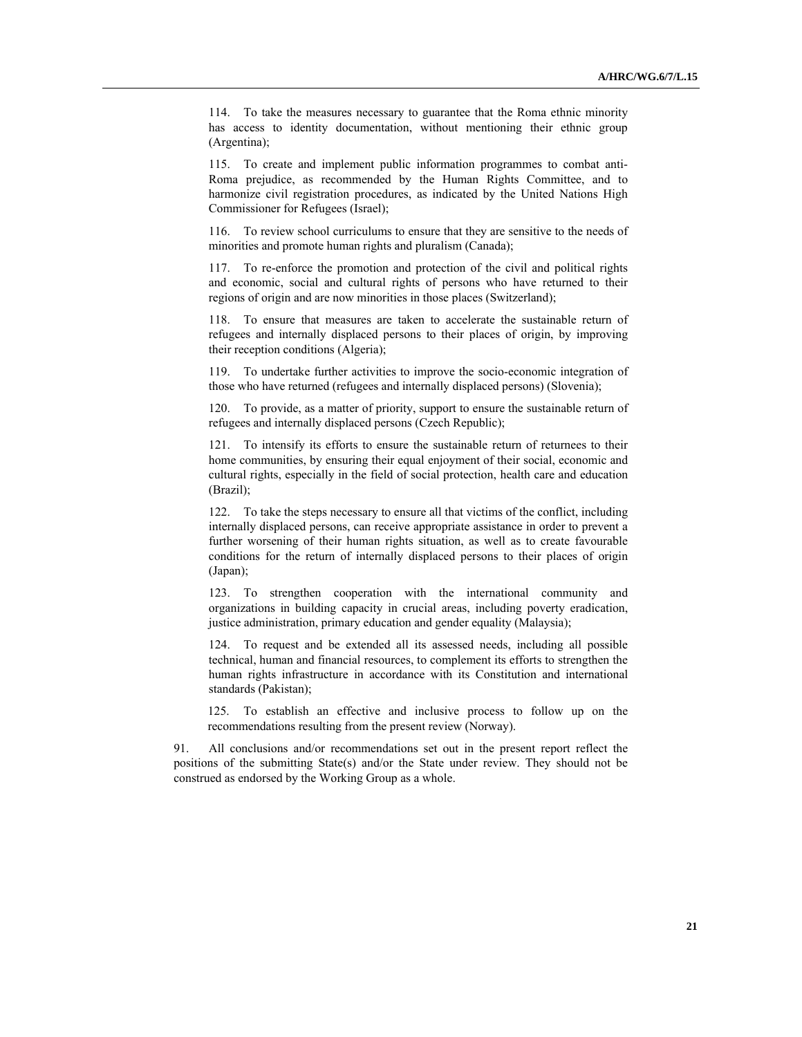114. To take the measures necessary to guarantee that the Roma ethnic minority has access to identity documentation, without mentioning their ethnic group (Argentina);

115. To create and implement public information programmes to combat anti-Roma prejudice, as recommended by the Human Rights Committee, and to harmonize civil registration procedures, as indicated by the United Nations High Commissioner for Refugees (Israel);

116. To review school curriculums to ensure that they are sensitive to the needs of minorities and promote human rights and pluralism (Canada);

117. To re-enforce the promotion and protection of the civil and political rights and economic, social and cultural rights of persons who have returned to their regions of origin and are now minorities in those places (Switzerland);

118. To ensure that measures are taken to accelerate the sustainable return of refugees and internally displaced persons to their places of origin, by improving their reception conditions (Algeria);

119. To undertake further activities to improve the socio-economic integration of those who have returned (refugees and internally displaced persons) (Slovenia);

120. To provide, as a matter of priority, support to ensure the sustainable return of refugees and internally displaced persons (Czech Republic);

121. To intensify its efforts to ensure the sustainable return of returnees to their home communities, by ensuring their equal enjoyment of their social, economic and cultural rights, especially in the field of social protection, health care and education (Brazil);

122. To take the steps necessary to ensure all that victims of the conflict, including internally displaced persons, can receive appropriate assistance in order to prevent a further worsening of their human rights situation, as well as to create favourable conditions for the return of internally displaced persons to their places of origin (Japan);

123. To strengthen cooperation with the international community and organizations in building capacity in crucial areas, including poverty eradication, justice administration, primary education and gender equality (Malaysia);

124. To request and be extended all its assessed needs, including all possible technical, human and financial resources, to complement its efforts to strengthen the human rights infrastructure in accordance with its Constitution and international standards (Pakistan);

125. To establish an effective and inclusive process to follow up on the recommendations resulting from the present review (Norway).

91. All conclusions and/or recommendations set out in the present report reflect the positions of the submitting State(s) and/or the State under review. They should not be construed as endorsed by the Working Group as a whole.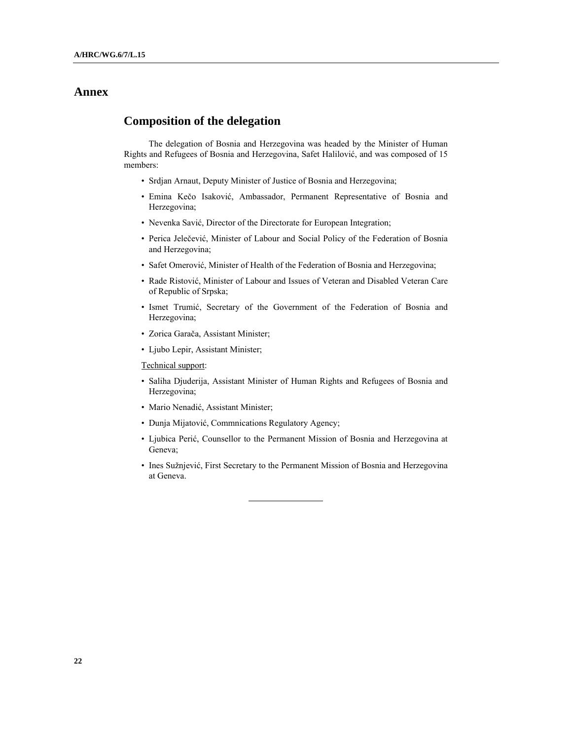# Annex

## Composition of the delegation

The delegation of Bosnia and Herzegovina was headed by the Minister of Human Rights and Refugees of Bosnia and Herzegovina, Safet Halilović, and was composed of 15 members:

- Srdjan Arnaut, Deputy Minister of Justice of Bosnia and Herzegovina;
- Emina Kečo Isaković, Ambassador, Permanent Representative of Bosnia and Herzegovina;
- Nevenka Savić, Director of the Directorate for European Integration;
- Perica Jelečević, Minister of Labour and Social Policy of the Federation of Bosnia and Herzegovina;
- Safet Omerović, Minister of Health of the Federation of Bosnia and Herzegovina;
- Rade Ristović, Minister of Labour and Issues of Veteran and Disabled Veteran Care of Republic of Srpska;
- Ismet Trumić, Secretary of the Government of the Federation of Bosnia and Herzegovina;
- Zorica Garača, Assistant Minister;
- Ljubo Lepir, Assistant Minister;

Technical support:

- Saliha Djuderija, Assistant Minister of Human Rights and Refugees of Bosnia and Herzegovina;
- Mario Nenadić, Assistant Minister;
- Dunja Mijatović, Commnications Regulatory Agency;
- Ljubica Perić, Counsellor to the Permanent Mission of Bosnia and Herzegovina at Geneva;
- Ines Sužnjević, First Secretary to the Permanent Mission of Bosnia and Herzegovina at Geneva.